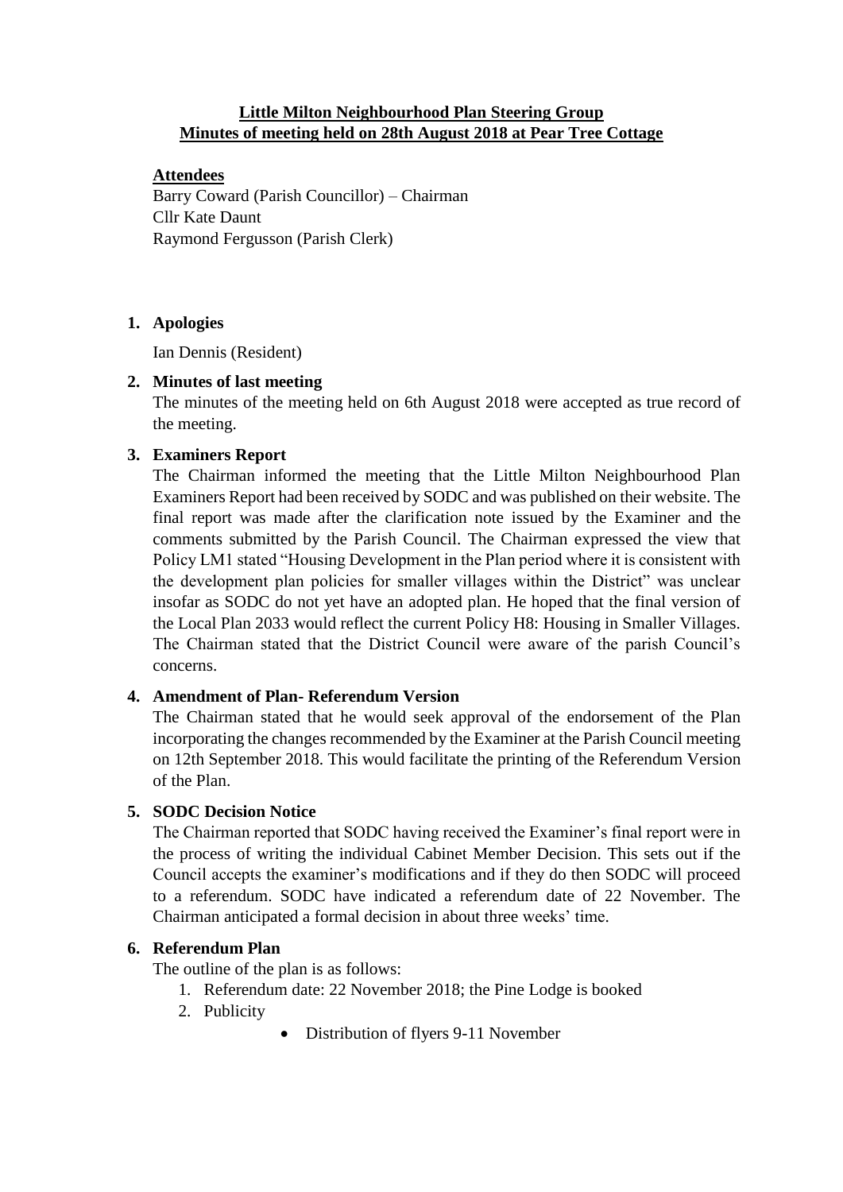# Little Milton Neighbourhood Plan Steering Group
## Minutes of meeting held on 28th August 2018 at Pear Tree Cottage

**Attendees**

Barry Coward (Parish Councillor) – Chairman
Cllr Kate Daunt
Raymond Fergusson (Parish Clerk)

1. **Apologies**

   Ian Dennis (Resident)

2. **Minutes of last meeting**

   The minutes of the meeting held on 6th August 2018 were accepted as true record of the meeting.

3. **Examiners Report**

   The Chairman informed the meeting that the Little Milton Neighbourhood Plan Examiners Report had been received by SODC and was published on their website. The final report was made after the clarification note issued by the Examiner and the comments submitted by the Parish Council. The Chairman expressed the view that Policy LM1 stated "Housing Development in the Plan period where it is consistent with the development plan policies for smaller villages within the District" was unclear insofar as SODC do not yet have an adopted plan. He hoped that the final version of the Local Plan 2033 would reflect the current Policy H8: Housing in Smaller Villages. The Chairman stated that the District Council were aware of the parish Council's concerns.

4. **Amendment of Plan- Referendum Version**

   The Chairman stated that he would seek approval of the endorsement of the Plan incorporating the changes recommended by the Examiner at the Parish Council meeting on 12th September 2018. This would facilitate the printing of the Referendum Version of the Plan.

5. **SODC Decision Notice**

   The Chairman reported that SODC having received the Examiner's final report were in the process of writing the individual Cabinet Member Decision. This sets out if the Council accepts the examiner's modifications and if they do then SODC will proceed to a referendum. SODC have indicated a referendum date of 22 November. The Chairman anticipated a formal decision in about three weeks' time.

6. **Referendum Plan**

   The outline of the plan is as follows:

   1. Referendum date: 22 November 2018; the Pine Lodge is booked
   2. Publicity
      - Distribution of flyers 9-11 November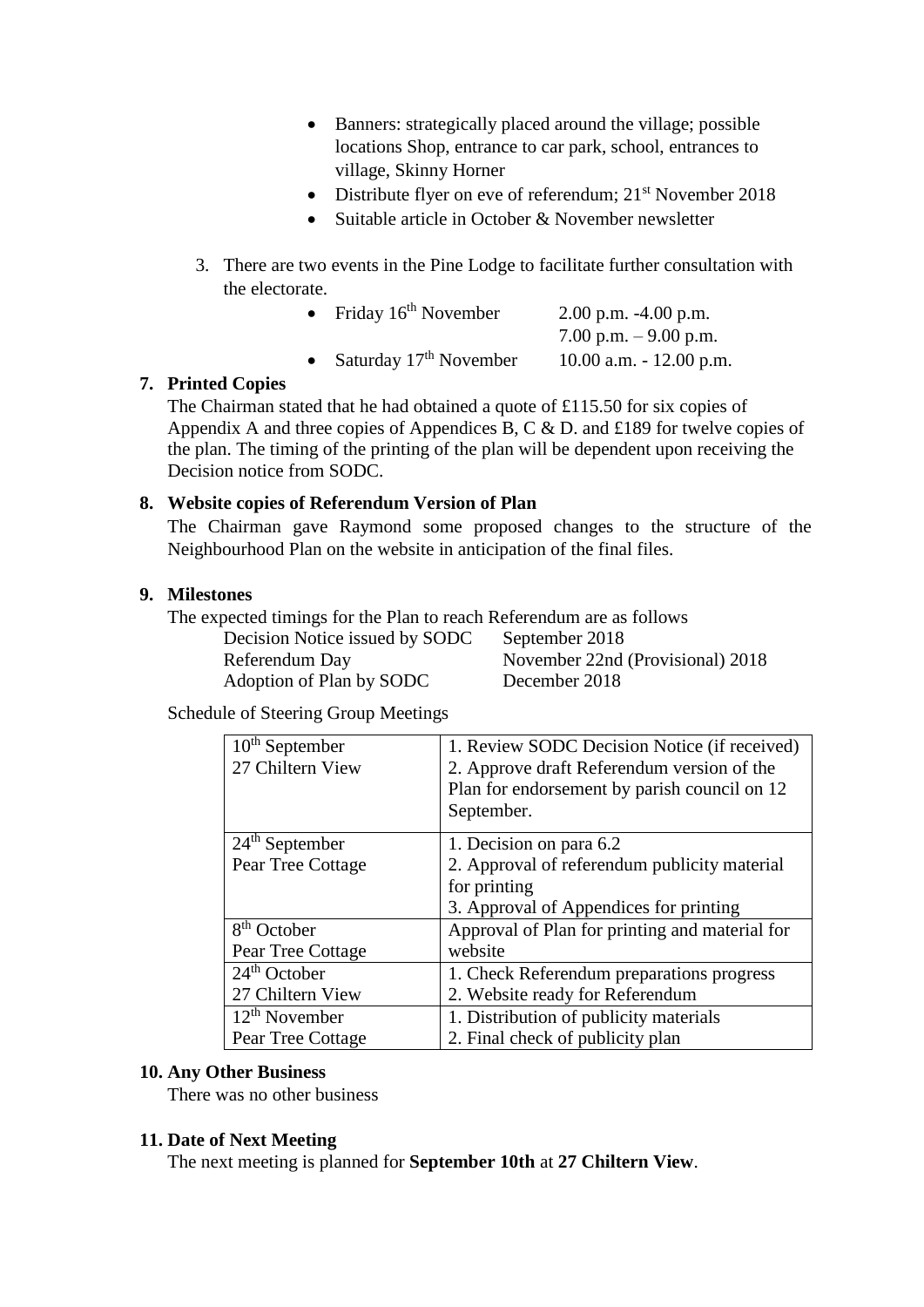- Banners: strategically placed around the village; possible locations Shop, entrance to car park, school, entrances to village, Skinny Horner
- Distribute flyer on eve of referendum; 21st November 2018
- Suitable article in October & November newsletter

3. There are two events in the Pine Lodge to facilitate further consultation with the electorate.
   - Friday 16th November 2.00 p.m. -4.00 p.m.
     7.00 p.m. – 9.00 p.m.
   - Saturday 17th November 10.00 a.m. - 12.00 p.m.

**7. Printed Copies**

The Chairman stated that he had obtained a quote of £115.50 for six copies of Appendix A and three copies of Appendices B, C & D. and £189 for twelve copies of the plan. The timing of the printing of the plan will be dependent upon receiving the Decision notice from SODC.

**8. Website copies of Referendum Version of Plan**

The Chairman gave Raymond some proposed changes to the structure of the Neighbourhood Plan on the website in anticipation of the final files.

**9. Milestones**

The expected timings for the Plan to reach Referendum are as follows

| | |
|---|---|
| Decision Notice issued by SODC | September 2018 |
| Referendum Day | November 22nd (Provisional) 2018 |
| Adoption of Plan by SODC | December 2018 |

Schedule of Steering Group Meetings

| | |
|---|---|
| 10th September<br>27 Chiltern View | 1. Review SODC Decision Notice (if received)<br>2. Approve draft Referendum version of the Plan for endorsement by parish council on 12 September. |
| 24th September<br>Pear Tree Cottage | 1. Decision on para 6.2<br>2. Approval of referendum publicity material for printing<br>3. Approval of Appendices for printing |
| 8th October<br>Pear Tree Cottage | Approval of Plan for printing and material for website |
| 24th October<br>27 Chiltern View | 1. Check Referendum preparations progress<br>2. Website ready for Referendum |
| 12th November<br>Pear Tree Cottage | 1. Distribution of publicity materials<br>2. Final check of publicity plan |

**10. Any Other Business**

There was no other business

**11. Date of Next Meeting**

The next meeting is planned for **September 10th** at **27 Chiltern View**.